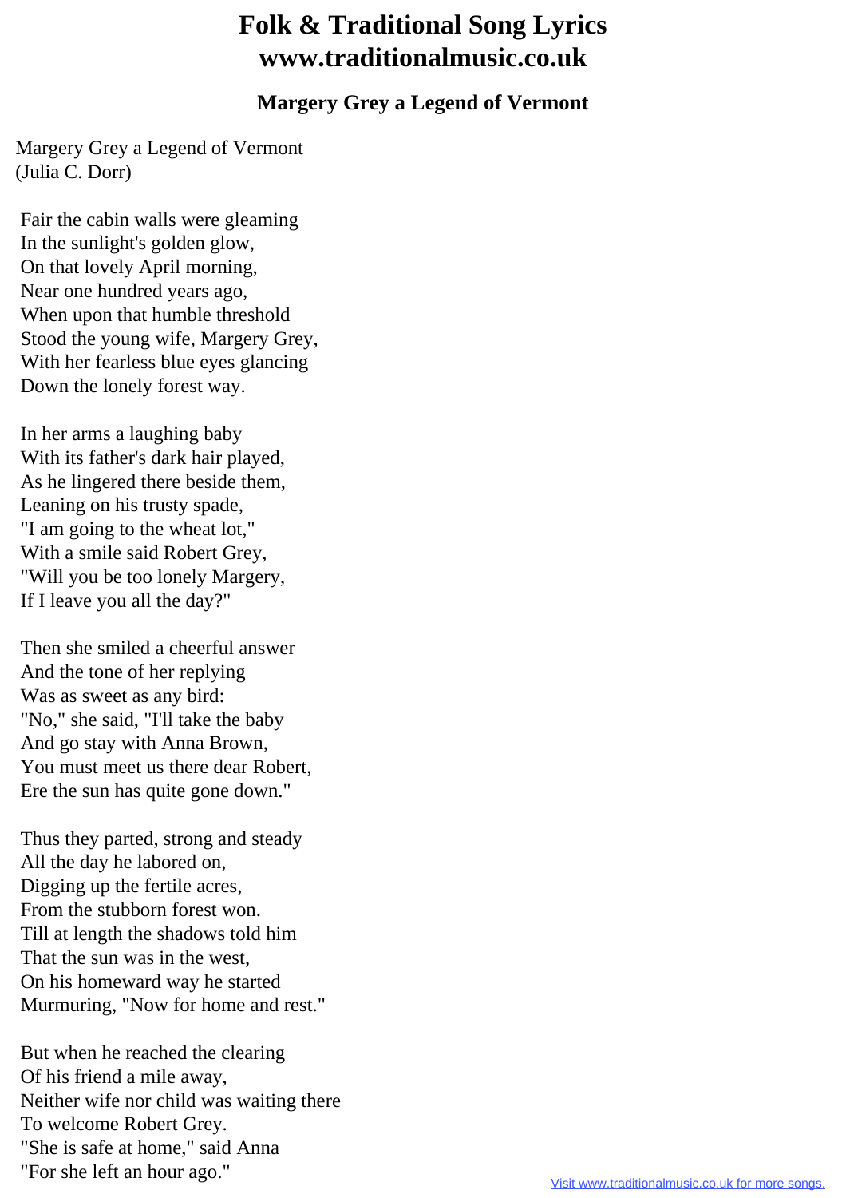# Folk & Traditional Song Lyrics
# www.traditionalmusic.co.uk

## Margery Grey a Legend of Vermont

Margery Grey a Legend of Vermont
(Julia C. Dorr)

Fair the cabin walls were gleaming
In the sunlight's golden glow,
On that lovely April morning,
Near one hundred years ago,
When upon that humble threshold
Stood the young wife, Margery Grey,
With her fearless blue eyes glancing
Down the lonely forest way.

In her arms a laughing baby
With its father's dark hair played,
As he lingered there beside them,
Leaning on his trusty spade,
"I am going to the wheat lot,"
With a smile said Robert Grey,
"Will you be too lonely Margery,
If I leave you all the day?"

Then she smiled a cheerful answer
And the tone of her replying
Was as sweet as any bird:
"No," she said, "I'll take the baby
And go stay with Anna Brown,
You must meet us there dear Robert,
Ere the sun has quite gone down."

Thus they parted, strong and steady
All the day he labored on,
Digging up the fertile acres,
From the stubborn forest won.
Till at length the shadows told him
That the sun was in the west,
On his homeward way he started
Murmuring, "Now for home and rest."

But when he reached the clearing
Of his friend a mile away,
Neither wife nor child was waiting there
To welcome Robert Grey.
"She is safe at home," said Anna
"For she left an hour ago."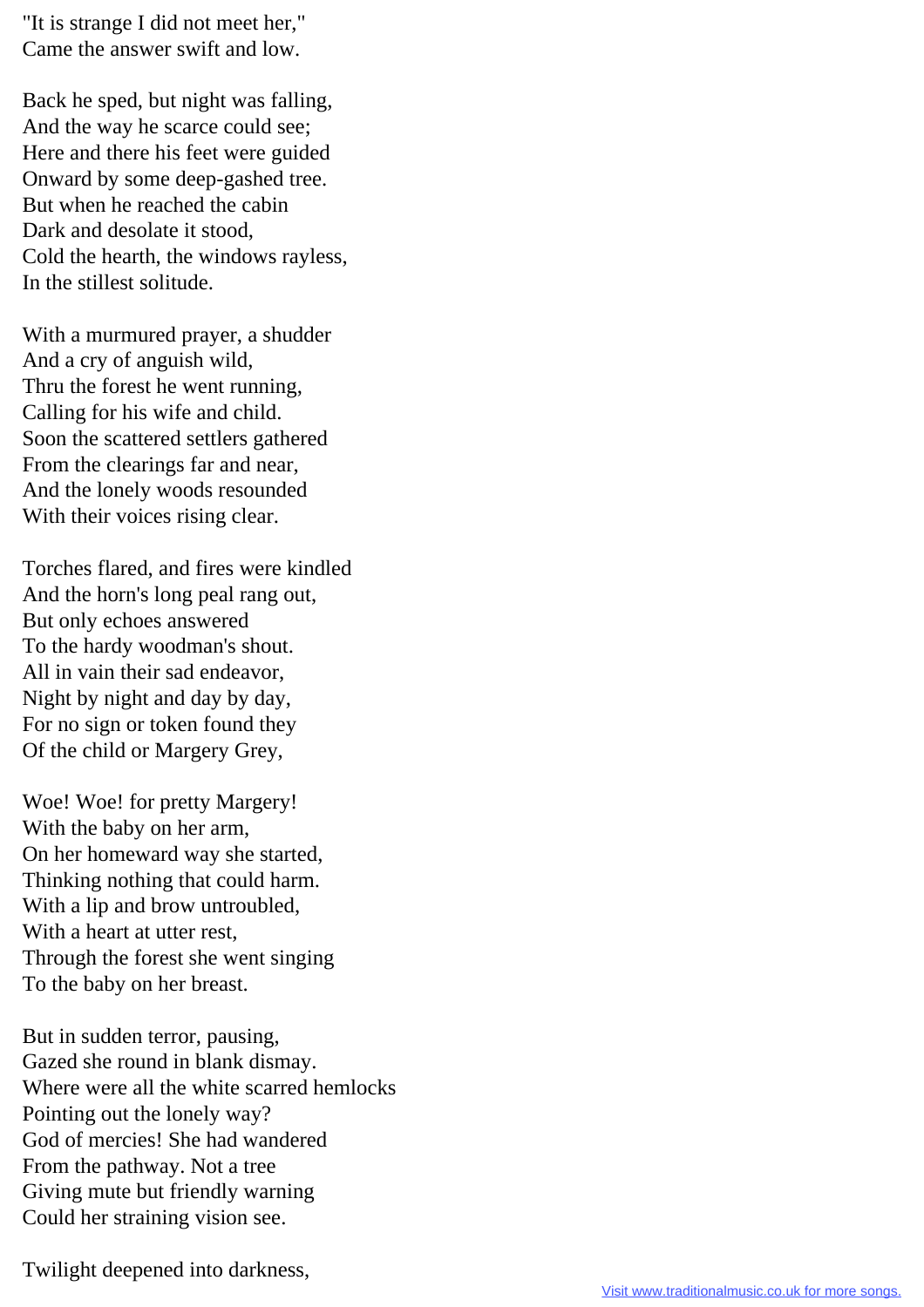"It is strange I did not meet her,"
Came the answer swift and low.

Back he sped, but night was falling,
And the way he scarce could see;
Here and there his feet were guided
Onward by some deep-gashed tree.
But when he reached the cabin
Dark and desolate it stood,
Cold the hearth, the windows rayless,
In the stillest solitude.

With a murmured prayer, a shudder
And a cry of anguish wild,
Thru the forest he went running,
Calling for his wife and child.
Soon the scattered settlers gathered
From the clearings far and near,
And the lonely woods resounded
With their voices rising clear.

Torches flared, and fires were kindled
And the horn's long peal rang out,
But only echoes answered
To the hardy woodman's shout.
All in vain their sad endeavor,
Night by night and day by day,
For no sign or token found they
Of the child or Margery Grey,

Woe! Woe! for pretty Margery!
With the baby on her arm,
On her homeward way she started,
Thinking nothing that could harm.
With a lip and brow untroubled,
With a heart at utter rest,
Through the forest she went singing
To the baby on her breast.

But in sudden terror, pausing,
Gazed she round in blank dismay.
Where were all the white scarred hemlocks
Pointing out the lonely way?
God of mercies! She had wandered
From the pathway. Not a tree
Giving mute but friendly warning
Could her straining vision see.

Twilight deepened into darkness,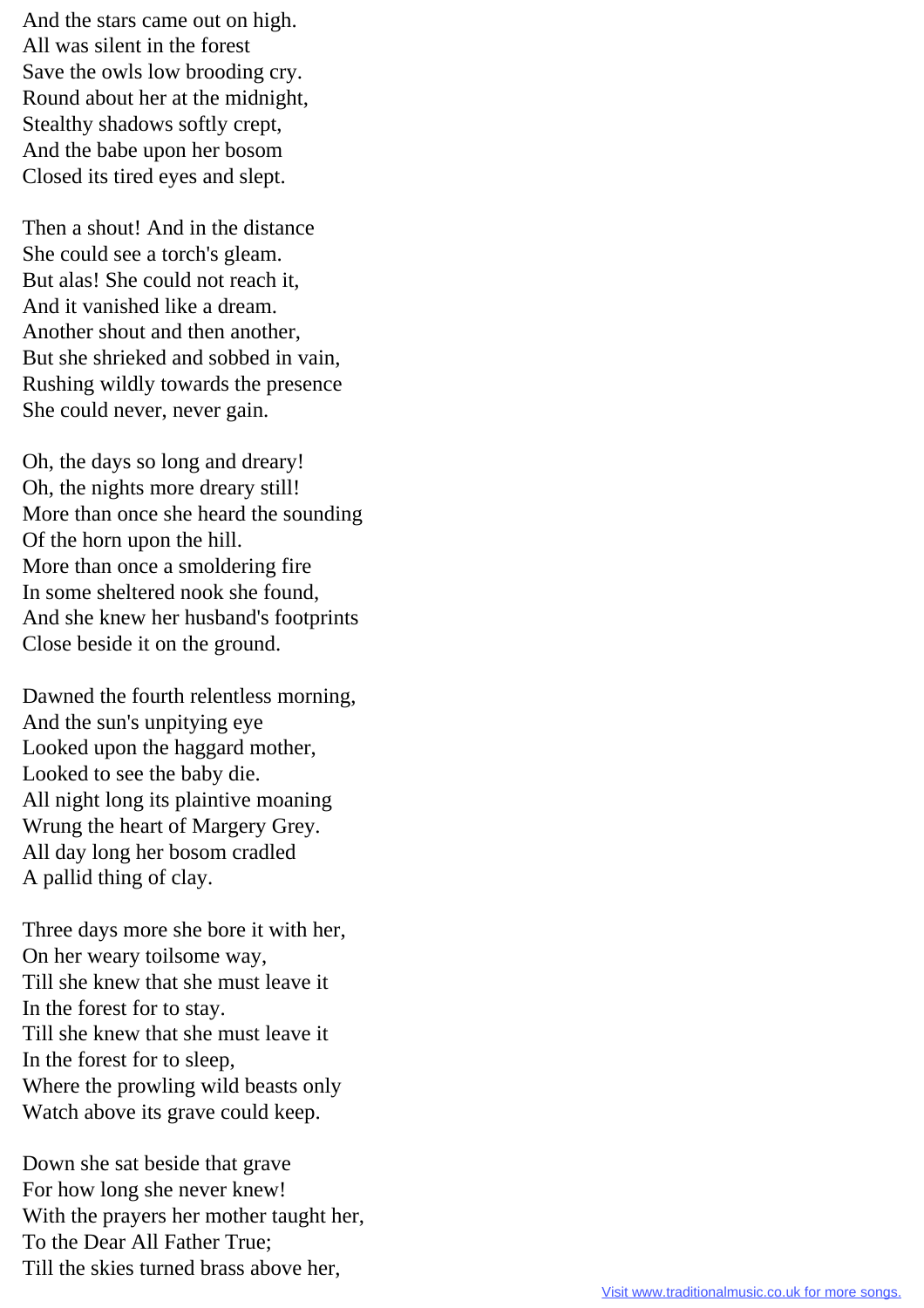And the stars came out on high.
All was silent in the forest
Save the owls low brooding cry.
Round about her at the midnight,
Stealthy shadows softly crept,
And the babe upon her bosom
Closed its tired eyes and slept.

Then a shout! And in the distance
She could see a torch's gleam.
But alas! She could not reach it,
And it vanished like a dream.
Another shout and then another,
But she shrieked and sobbed in vain,
Rushing wildly towards the presence
She could never, never gain.

Oh, the days so long and dreary!
Oh, the nights more dreary still!
More than once she heard the sounding
Of the horn upon the hill.
More than once a smoldering fire
In some sheltered nook she found,
And she knew her husband's footprints
Close beside it on the ground.

Dawned the fourth relentless morning,
And the sun's unpitying eye
Looked upon the haggard mother,
Looked to see the baby die.
All night long its plaintive moaning
Wrung the heart of Margery Grey.
All day long her bosom cradled
A pallid thing of clay.

Three days more she bore it with her,
On her weary toilsome way,
Till she knew that she must leave it
In the forest for to stay.
Till she knew that she must leave it
In the forest for to sleep,
Where the prowling wild beasts only
Watch above its grave could keep.

Down she sat beside that grave
For how long she never knew!
With the prayers her mother taught her,
To the Dear All Father True;
Till the skies turned brass above her,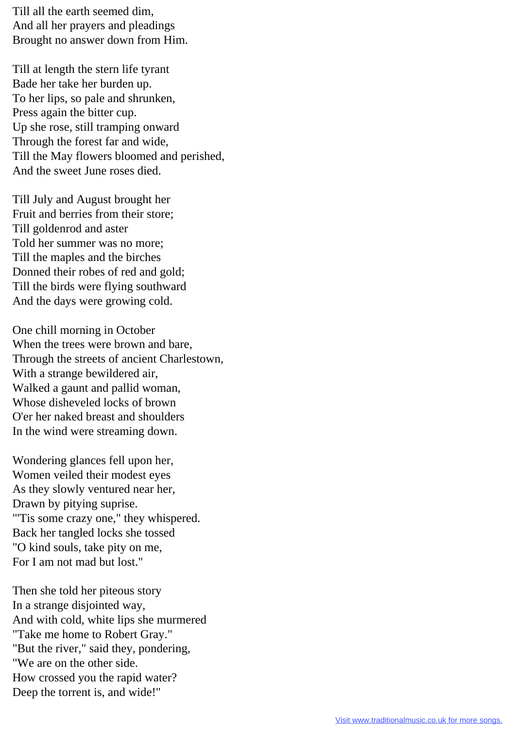Till all the earth seemed dim,
And all her prayers and pleadings
Brought no answer down from Him.

Till at length the stern life tyrant
Bade her take her burden up.
To her lips, so pale and shrunken,
Press again the bitter cup.
Up she rose, still tramping onward
Through the forest far and wide,
Till the May flowers bloomed and perished,
And the sweet June roses died.

Till July and August brought her
Fruit and berries from their store;
Till goldenrod and aster
Told her summer was no more;
Till the maples and the birches
Donned their robes of red and gold;
Till the birds were flying southward
And the days were growing cold.

One chill morning in October
When the trees were brown and bare,
Through the streets of ancient Charlestown,
With a strange bewildered air,
Walked a gaunt and pallid woman,
Whose disheveled locks of brown
O'er her naked breast and shoulders
In the wind were streaming down.

Wondering glances fell upon her,
Women veiled their modest eyes
As they slowly ventured near her,
Drawn by pitying suprise.
"'Tis some crazy one," they whispered.
Back her tangled locks she tossed
"O kind souls, take pity on me,
For I am not mad but lost."

Then she told her piteous story
In a strange disjointed way,
And with cold, white lips she murmered
"Take me home to Robert Gray."
"But the river," said they, pondering,
"We are on the other side.
How crossed you the rapid water?
Deep the torrent is, and wide!"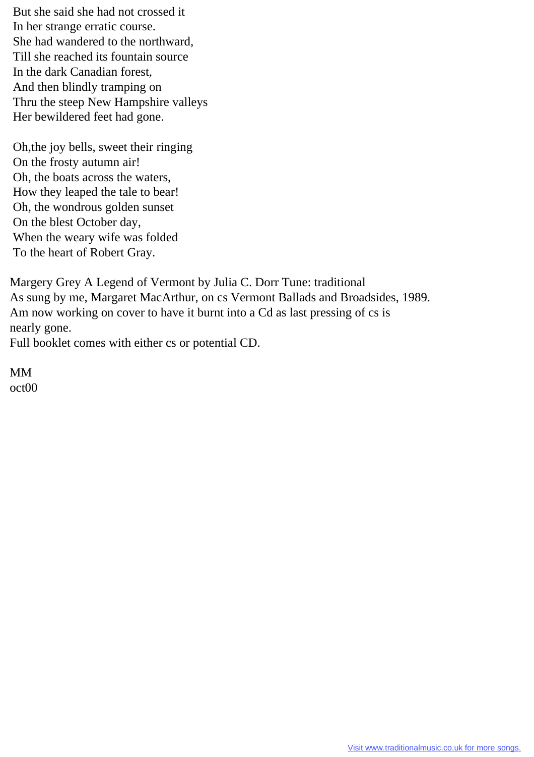But she said she had not crossed it
In her strange erratic course.
She had wandered to the northward,
Till she reached its fountain source
In the dark Canadian forest,
And then blindly tramping on
Thru the steep New Hampshire valleys
Her bewildered feet had gone.

Oh,the joy bells, sweet their ringing
On the frosty autumn air!
Oh, the boats across the waters,
How they leaped the tale to bear!
Oh, the wondrous golden sunset
On the blest October day,
When the weary wife was folded
To the heart of Robert Gray.

Margery Grey A Legend of Vermont by Julia C. Dorr Tune: traditional
As sung by me, Margaret MacArthur, on cs Vermont Ballads and Broadsides, 1989.
Am now working on cover to have it burnt into a Cd as last pressing of cs is
nearly gone.
Full booklet comes with either cs or potential CD.

MM
oct00